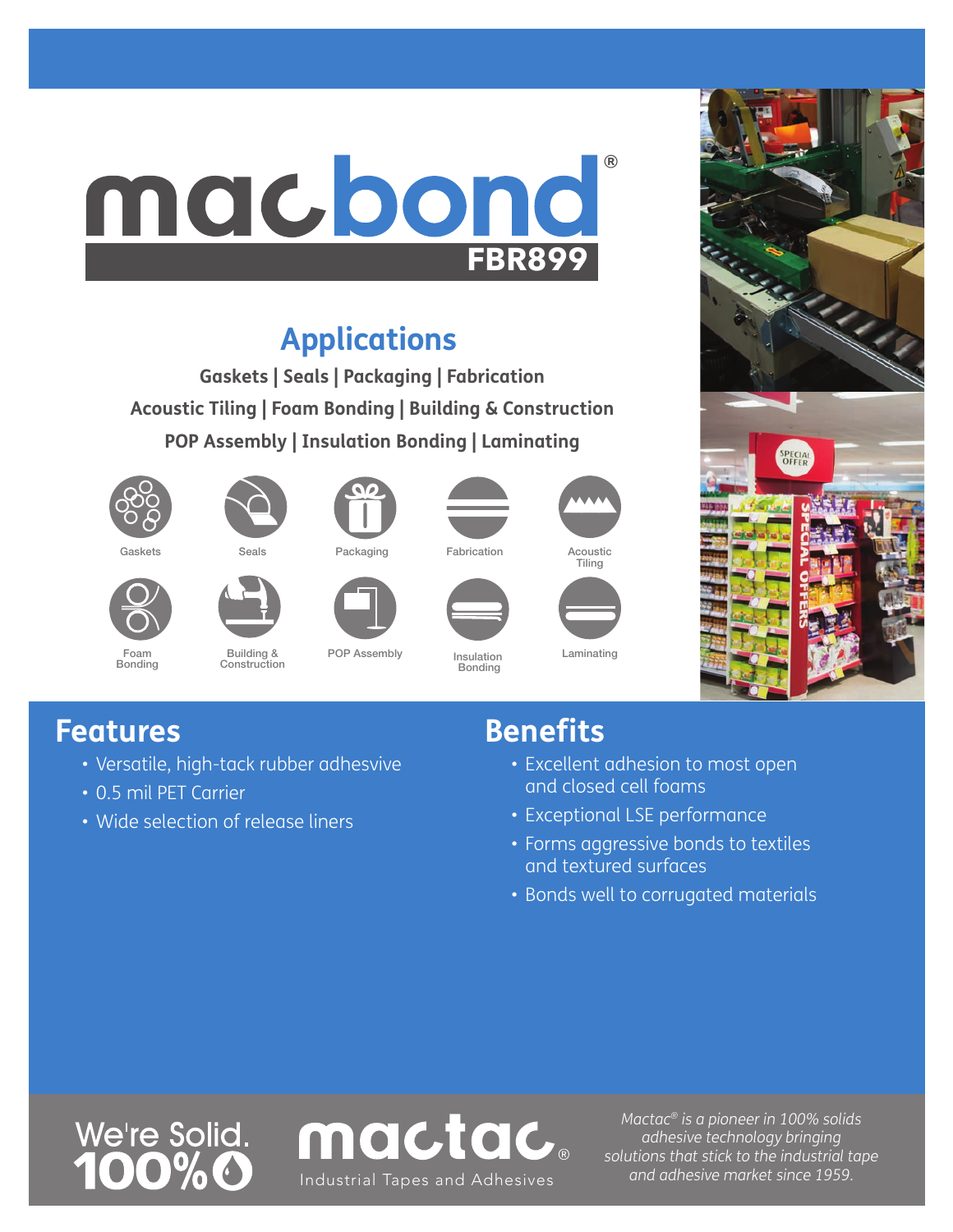# macbond® FBR899

## Applications

**Gaskets | Seals | Packaging | Fabrication**

**Acoustic Tiling | Foam Bonding | Building & Construction**

**POP Assembly | Insulation Bonding | Laminating**

Gaskets, Seals, Packaging, Fabrication, Acoustic Tiling

Foam Bonding, Building & Construction, POP Assembly, Insulation Bonding, Laminating

## Features

- Versatile, high-tack rubber adhesvive
- 0.5 mil PET Carrier
- Wide selection of release liners

## Benefits

- Excellent adhesion to most open and closed cell foams
- Exceptional LSE performance
- Forms aggressive bonds to textiles and textured surfaces
- Bonds well to corrugated materials

We're Solid. 100%

mactac® Industrial Tapes and Adhesives

*Mactac® is a pioneer in 100% solids adhesive technology bringing solutions that stick to the industrial tape and adhesive market since 1959.*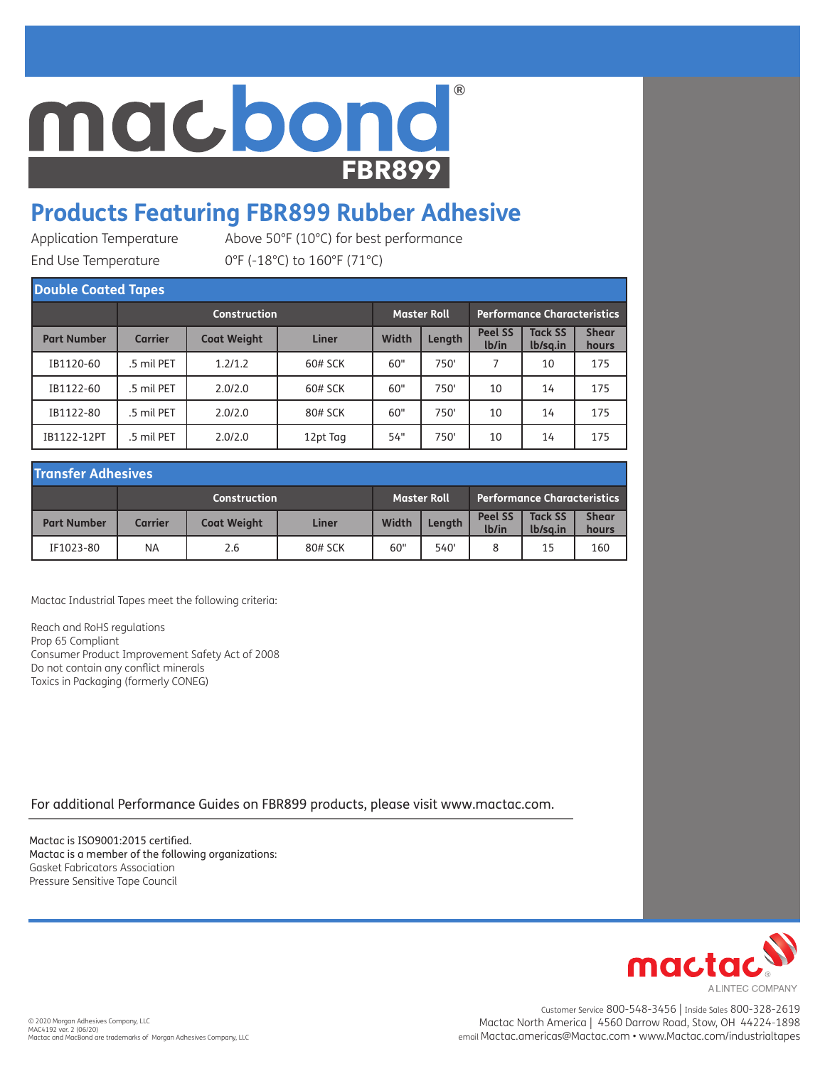# macbond® FBR899

## Products Featuring FBR899 Rubber Adhesive

Application Temperature Above 50°F (10°C) for best performance

End Use Temperature 0°F (-18°C) to 160°F (71°C)

### Double Coated Tapes

| | Construction | | | Master Roll | | Performance Characteristics | | |
|---|---|---|---|---|---|---|---|---|
| Part Number | Carrier | Coat Weight | Liner | Width | Length | Peel SS lb/in | Tack SS lb/sq.in | Shear hours |
| IB1120-60 | .5 mil PET | 1.2/1.2 | 60# SCK | 60" | 750' | 7 | 10 | 175 |
| IB1122-60 | .5 mil PET | 2.0/2.0 | 60# SCK | 60" | 750' | 10 | 14 | 175 |
| IB1122-80 | .5 mil PET | 2.0/2.0 | 80# SCK | 60" | 750' | 10 | 14 | 175 |
| IB1122-12PT | .5 mil PET | 2.0/2.0 | 12pt Tag | 54" | 750' | 10 | 14 | 175 |

### Transfer Adhesives

| | Construction | | | Master Roll | | Performance Characteristics | | |
|---|---|---|---|---|---|---|---|---|
| Part Number | Carrier | Coat Weight | Liner | Width | Length | Peel SS lb/in | Tack SS lb/sq.in | Shear hours |
| IF1023-80 | NA | 2.6 | 80# SCK | 60" | 540' | 8 | 15 | 160 |

Mactac Industrial Tapes meet the following criteria:

Reach and RoHS regulations
Prop 65 Compliant
Consumer Product Improvement Safety Act of 2008
Do not contain any conflict minerals
Toxics in Packaging (formerly CONEG)

For additional Performance Guides on FBR899 products, please visit www.mactac.com.

Mactac is ISO9001:2015 certified.
Mactac is a member of the following organizations:
Gasket Fabricators Association
Pressure Sensitive Tape Council

mactac® A LINTEC COMPANY

Customer Service 800-548-3456 | Inside Sales 800-328-2619
Mactac North America | 4560 Darrow Road, Stow, OH 44224-1898
email Mactac.americas@Mactac.com • www.Mactac.com/industrialtapes

© 2020 Morgan Adhesives Company, LLC
MAC4192 ver. 2 (06/20)
Mactac and MacBond are trademarks of Morgan Adhesives Company, LLC